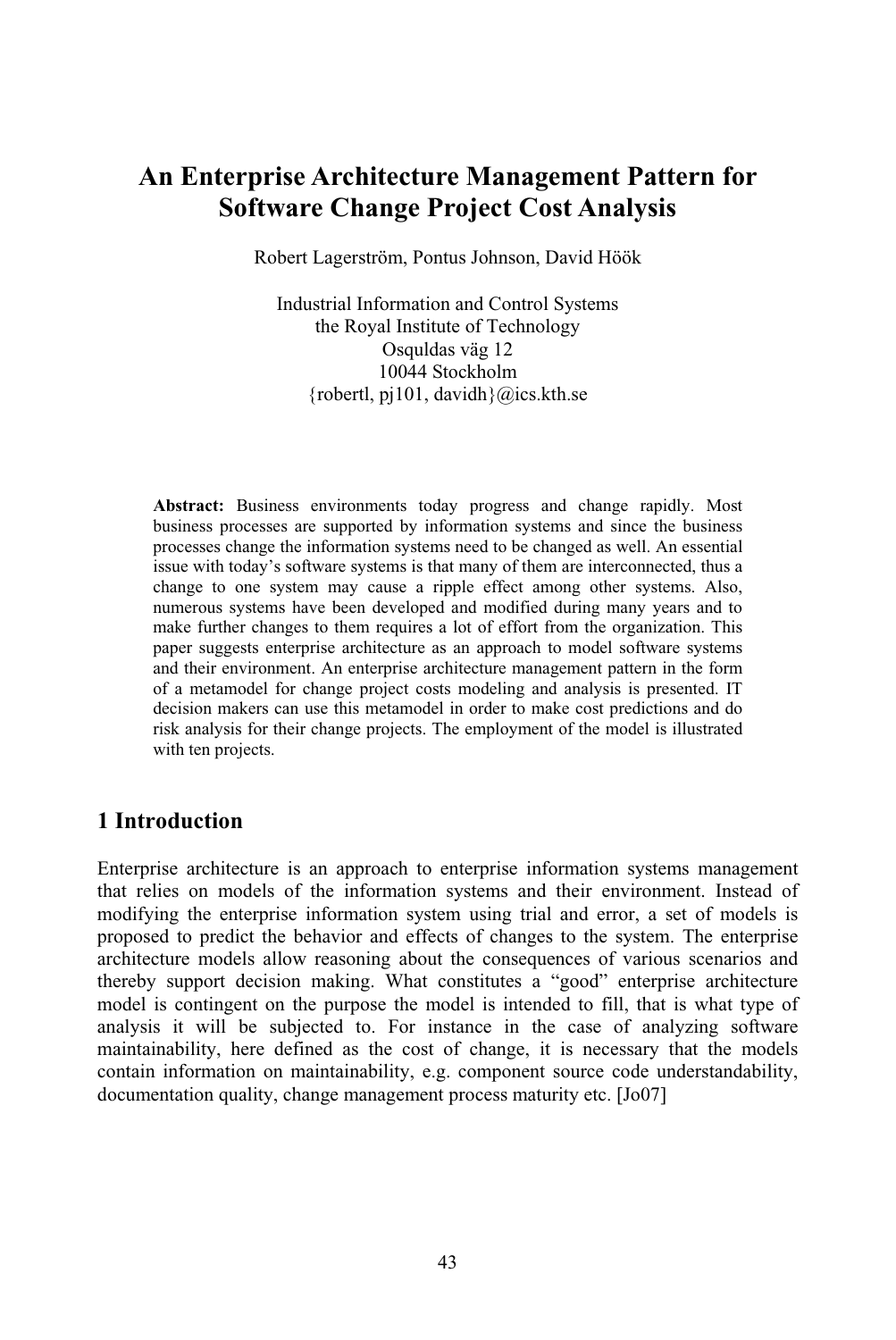# An Enterprise Architecture Management Pattern for Software Change Project Cost Analysis

Robert Lagerström, Pontus Johnson, David Höök

Industrial Information and Control Systems
the Royal Institute of Technology
Osquldas väg 12
10044 Stockholm
{robertl, pj101, davidh}@ics.kth.se

**Abstract:** Business environments today progress and change rapidly. Most business processes are supported by information systems and since the business processes change the information systems need to be changed as well. An essential issue with today's software systems is that many of them are interconnected, thus a change to one system may cause a ripple effect among other systems. Also, numerous systems have been developed and modified during many years and to make further changes to them requires a lot of effort from the organization. This paper suggests enterprise architecture as an approach to model software systems and their environment. An enterprise architecture management pattern in the form of a metamodel for change project costs modeling and analysis is presented. IT decision makers can use this metamodel in order to make cost predictions and do risk analysis for their change projects. The employment of the model is illustrated with ten projects.

## 1 Introduction

Enterprise architecture is an approach to enterprise information systems management that relies on models of the information systems and their environment. Instead of modifying the enterprise information system using trial and error, a set of models is proposed to predict the behavior and effects of changes to the system. The enterprise architecture models allow reasoning about the consequences of various scenarios and thereby support decision making. What constitutes a "good" enterprise architecture model is contingent on the purpose the model is intended to fill, that is what type of analysis it will be subjected to. For instance in the case of analyzing software maintainability, here defined as the cost of change, it is necessary that the models contain information on maintainability, e.g. component source code understandability, documentation quality, change management process maturity etc. [Jo07]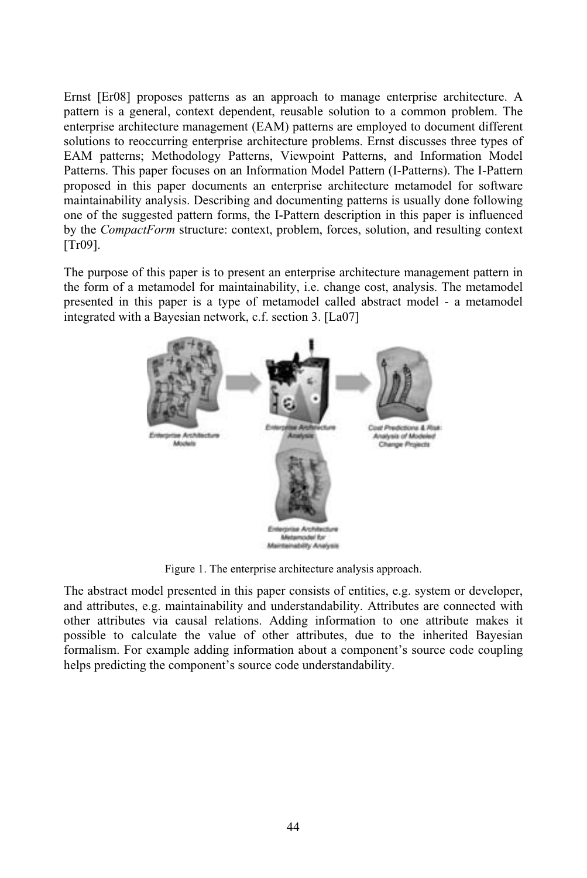Ernst [Er08] proposes patterns as an approach to manage enterprise architecture. A pattern is a general, context dependent, reusable solution to a common problem. The enterprise architecture management (EAM) patterns are employed to document different solutions to reoccurring enterprise architecture problems. Ernst discusses three types of EAM patterns; Methodology Patterns, Viewpoint Patterns, and Information Model Patterns. This paper focuses on an Information Model Pattern (I-Patterns). The I-Pattern proposed in this paper documents an enterprise architecture metamodel for software maintainability analysis. Describing and documenting patterns is usually done following one of the suggested pattern forms, the I-Pattern description in this paper is influenced by the *CompactForm* structure: context, problem, forces, solution, and resulting context [Tr09].

The purpose of this paper is to present an enterprise architecture management pattern in the form of a metamodel for maintainability, i.e. change cost, analysis. The metamodel presented in this paper is a type of metamodel called abstract model - a metamodel integrated with a Bayesian network, c.f. section 3. [La07]

Figure 1. The enterprise architecture analysis approach.

The abstract model presented in this paper consists of entities, e.g. system or developer, and attributes, e.g. maintainability and understandability. Attributes are connected with other attributes via causal relations. Adding information to one attribute makes it possible to calculate the value of other attributes, due to the inherited Bayesian formalism. For example adding information about a component's source code coupling helps predicting the component's source code understandability.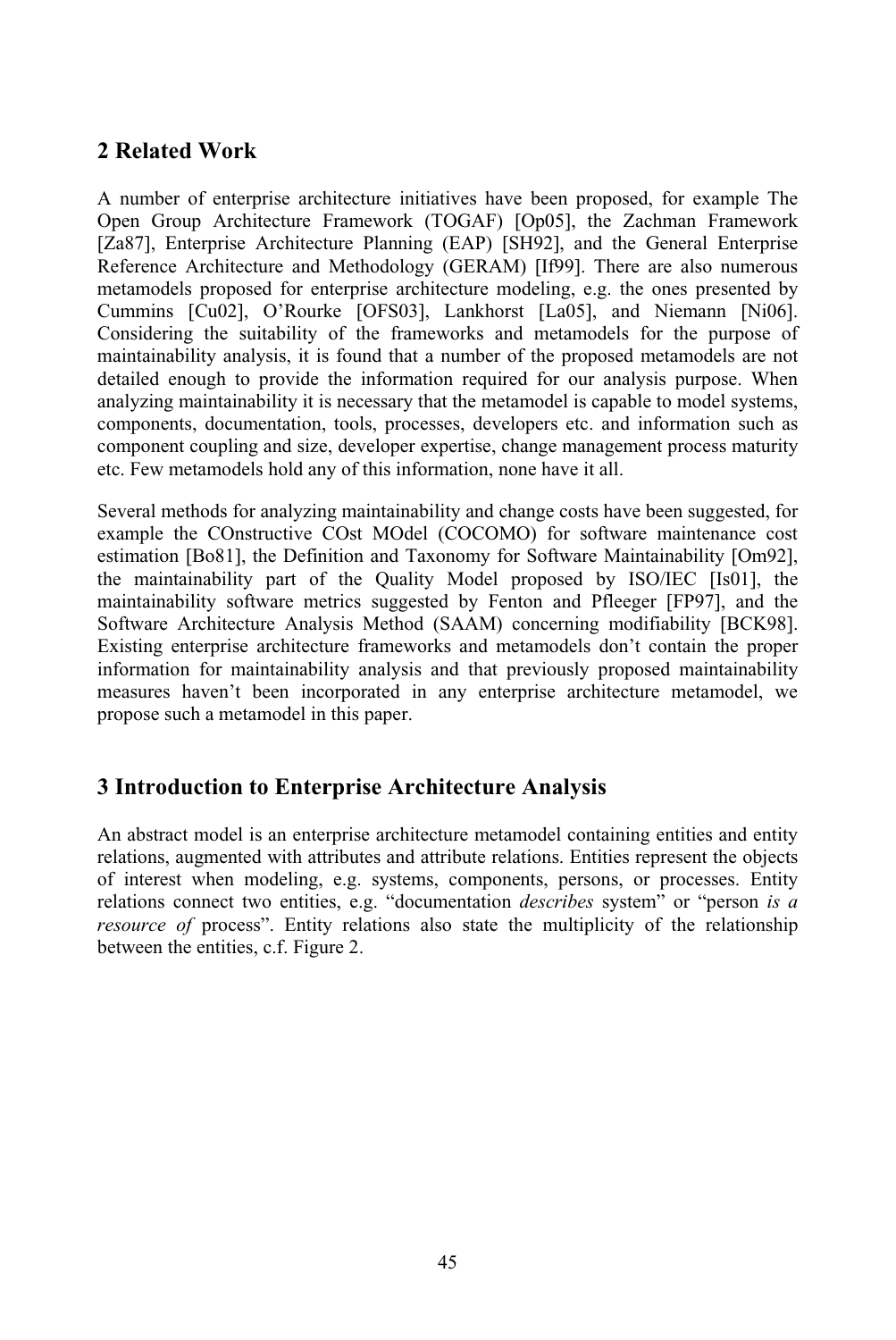## 2 Related Work

A number of enterprise architecture initiatives have been proposed, for example The Open Group Architecture Framework (TOGAF) [Op05], the Zachman Framework [Za87], Enterprise Architecture Planning (EAP) [SH92], and the General Enterprise Reference Architecture and Methodology (GERAM) [If99]. There are also numerous metamodels proposed for enterprise architecture modeling, e.g. the ones presented by Cummins [Cu02], O'Rourke [OFS03], Lankhorst [La05], and Niemann [Ni06]. Considering the suitability of the frameworks and metamodels for the purpose of maintainability analysis, it is found that a number of the proposed metamodels are not detailed enough to provide the information required for our analysis purpose. When analyzing maintainability it is necessary that the metamodel is capable to model systems, components, documentation, tools, processes, developers etc. and information such as component coupling and size, developer expertise, change management process maturity etc. Few metamodels hold any of this information, none have it all.

Several methods for analyzing maintainability and change costs have been suggested, for example the COnstructive COst MOdel (COCOMO) for software maintenance cost estimation [Bo81], the Definition and Taxonomy for Software Maintainability [Om92], the maintainability part of the Quality Model proposed by ISO/IEC [Is01], the maintainability software metrics suggested by Fenton and Pfleeger [FP97], and the Software Architecture Analysis Method (SAAM) concerning modifiability [BCK98]. Existing enterprise architecture frameworks and metamodels don't contain the proper information for maintainability analysis and that previously proposed maintainability measures haven't been incorporated in any enterprise architecture metamodel, we propose such a metamodel in this paper.

## 3 Introduction to Enterprise Architecture Analysis

An abstract model is an enterprise architecture metamodel containing entities and entity relations, augmented with attributes and attribute relations. Entities represent the objects of interest when modeling, e.g. systems, components, persons, or processes. Entity relations connect two entities, e.g. "documentation *describes* system" or "person *is a resource of* process". Entity relations also state the multiplicity of the relationship between the entities, c.f. Figure 2.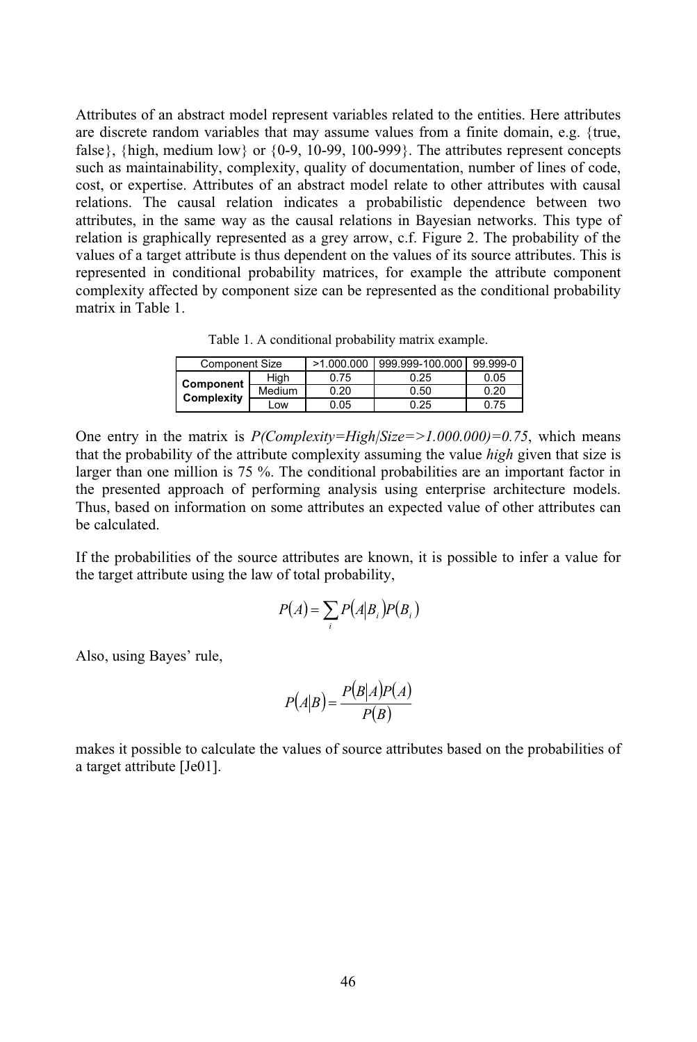Attributes of an abstract model represent variables related to the entities. Here attributes are discrete random variables that may assume values from a finite domain, e.g. {true, false}, {high, medium low} or {0-9, 10-99, 100-999}. The attributes represent concepts such as maintainability, complexity, quality of documentation, number of lines of code, cost, or expertise. Attributes of an abstract model relate to other attributes with causal relations. The causal relation indicates a probabilistic dependence between two attributes, in the same way as the causal relations in Bayesian networks. This type of relation is graphically represented as a grey arrow, c.f. Figure 2. The probability of the values of a target attribute is thus dependent on the values of its source attributes. This is represented in conditional probability matrices, for example the attribute component complexity affected by component size can be represented as the conditional probability matrix in Table 1.

Table 1. A conditional probability matrix example.

| Component Size | | >1.000.000 | 999.999-100.000 | 99.999-0 |
|---|---|---|---|---|
| **Component Complexity** | High | 0.75 | 0.25 | 0.05 |
| | Medium | 0.20 | 0.50 | 0.20 |
| | Low | 0.05 | 0.25 | 0.75 |

One entry in the matrix is *P(Complexity=High|Size=>1.000.000)=0.75*, which means that the probability of the attribute complexity assuming the value *high* given that size is larger than one million is 75 %. The conditional probabilities are an important factor in the presented approach of performing analysis using enterprise architecture models. Thus, based on information on some attributes an expected value of other attributes can be calculated.

If the probabilities of the source attributes are known, it is possible to infer a value for the target attribute using the law of total probability,

$$P(A) = \sum_{i} P(A|B_i)P(B_i)$$

Also, using Bayes' rule,

$$P(A|B) = \frac{P(B|A)P(A)}{P(B)}$$

makes it possible to calculate the values of source attributes based on the probabilities of a target attribute [Je01].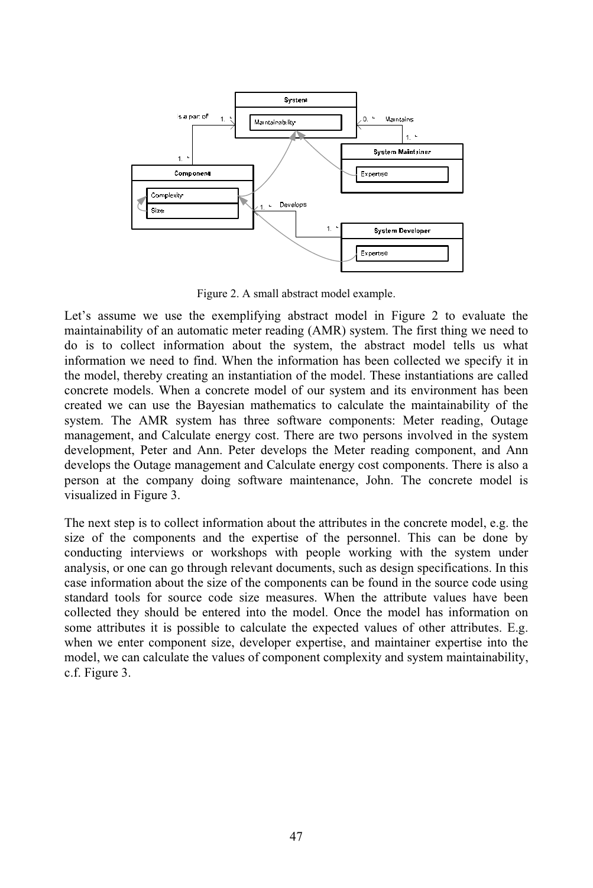Figure 2. A small abstract model example.

Let's assume we use the exemplifying abstract model in Figure 2 to evaluate the maintainability of an automatic meter reading (AMR) system. The first thing we need to do is to collect information about the system, the abstract model tells us what information we need to find. When the information has been collected we specify it in the model, thereby creating an instantiation of the model. These instantiations are called concrete models. When a concrete model of our system and its environment has been created we can use the Bayesian mathematics to calculate the maintainability of the system. The AMR system has three software components: Meter reading, Outage management, and Calculate energy cost. There are two persons involved in the system development, Peter and Ann. Peter develops the Meter reading component, and Ann develops the Outage management and Calculate energy cost components. There is also a person at the company doing software maintenance, John. The concrete model is visualized in Figure 3.

The next step is to collect information about the attributes in the concrete model, e.g. the size of the components and the expertise of the personnel. This can be done by conducting interviews or workshops with people working with the system under analysis, or one can go through relevant documents, such as design specifications. In this case information about the size of the components can be found in the source code using standard tools for source code size measures. When the attribute values have been collected they should be entered into the model. Once the model has information on some attributes it is possible to calculate the expected values of other attributes. E.g. when we enter component size, developer expertise, and maintainer expertise into the model, we can calculate the values of component complexity and system maintainability, c.f. Figure 3.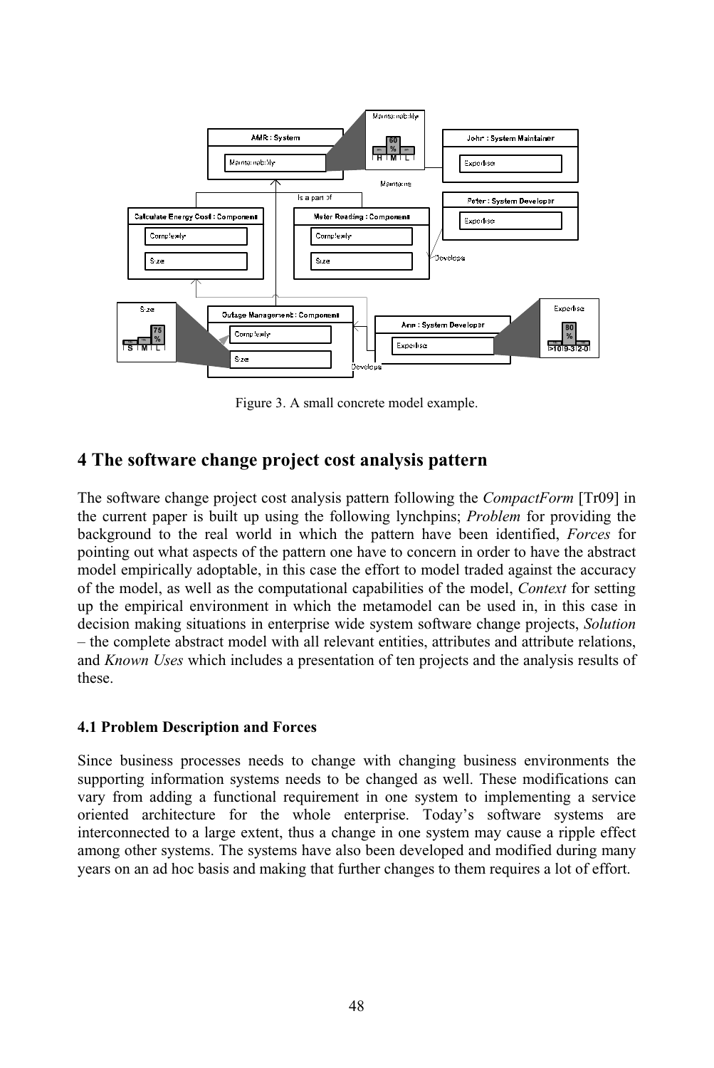Figure 3. A small concrete model example.

## 4 The software change project cost analysis pattern

The software change project cost analysis pattern following the *CompactForm* [Tr09] in the current paper is built up using the following lynchpins; *Problem* for providing the background to the real world in which the pattern have been identified, *Forces* for pointing out what aspects of the pattern one have to concern in order to have the abstract model empirically adoptable, in this case the effort to model traded against the accuracy of the model, as well as the computational capabilities of the model, *Context* for setting up the empirical environment in which the metamodel can be used in, in this case in decision making situations in enterprise wide system software change projects, *Solution* – the complete abstract model with all relevant entities, attributes and attribute relations, and *Known Uses* which includes a presentation of ten projects and the analysis results of these.

### 4.1 Problem Description and Forces

Since business processes needs to change with changing business environments the supporting information systems needs to be changed as well. These modifications can vary from adding a functional requirement in one system to implementing a service oriented architecture for the whole enterprise. Today's software systems are interconnected to a large extent, thus a change in one system may cause a ripple effect among other systems. The systems have also been developed and modified during many years on an ad hoc basis and making that further changes to them requires a lot of effort.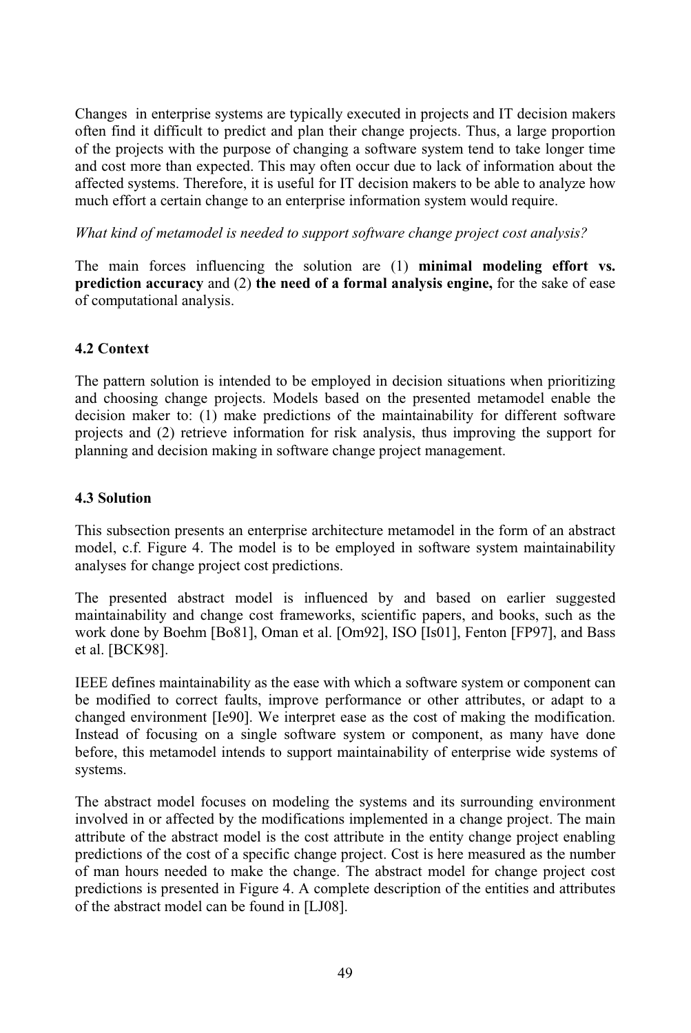Changes in enterprise systems are typically executed in projects and IT decision makers often find it difficult to predict and plan their change projects. Thus, a large proportion of the projects with the purpose of changing a software system tend to take longer time and cost more than expected. This may often occur due to lack of information about the affected systems. Therefore, it is useful for IT decision makers to be able to analyze how much effort a certain change to an enterprise information system would require.

*What kind of metamodel is needed to support software change project cost analysis?*

The main forces influencing the solution are (1) **minimal modeling effort vs. prediction accuracy** and (2) **the need of a formal analysis engine,** for the sake of ease of computational analysis.

### 4.2 Context

The pattern solution is intended to be employed in decision situations when prioritizing and choosing change projects. Models based on the presented metamodel enable the decision maker to: (1) make predictions of the maintainability for different software projects and (2) retrieve information for risk analysis, thus improving the support for planning and decision making in software change project management.

### 4.3 Solution

This subsection presents an enterprise architecture metamodel in the form of an abstract model, c.f. Figure 4. The model is to be employed in software system maintainability analyses for change project cost predictions.

The presented abstract model is influenced by and based on earlier suggested maintainability and change cost frameworks, scientific papers, and books, such as the work done by Boehm [Bo81], Oman et al. [Om92], ISO [Is01], Fenton [FP97], and Bass et al. [BCK98].

IEEE defines maintainability as the ease with which a software system or component can be modified to correct faults, improve performance or other attributes, or adapt to a changed environment [Ie90]. We interpret ease as the cost of making the modification. Instead of focusing on a single software system or component, as many have done before, this metamodel intends to support maintainability of enterprise wide systems of systems.

The abstract model focuses on modeling the systems and its surrounding environment involved in or affected by the modifications implemented in a change project. The main attribute of the abstract model is the cost attribute in the entity change project enabling predictions of the cost of a specific change project. Cost is here measured as the number of man hours needed to make the change. The abstract model for change project cost predictions is presented in Figure 4. A complete description of the entities and attributes of the abstract model can be found in [LJ08].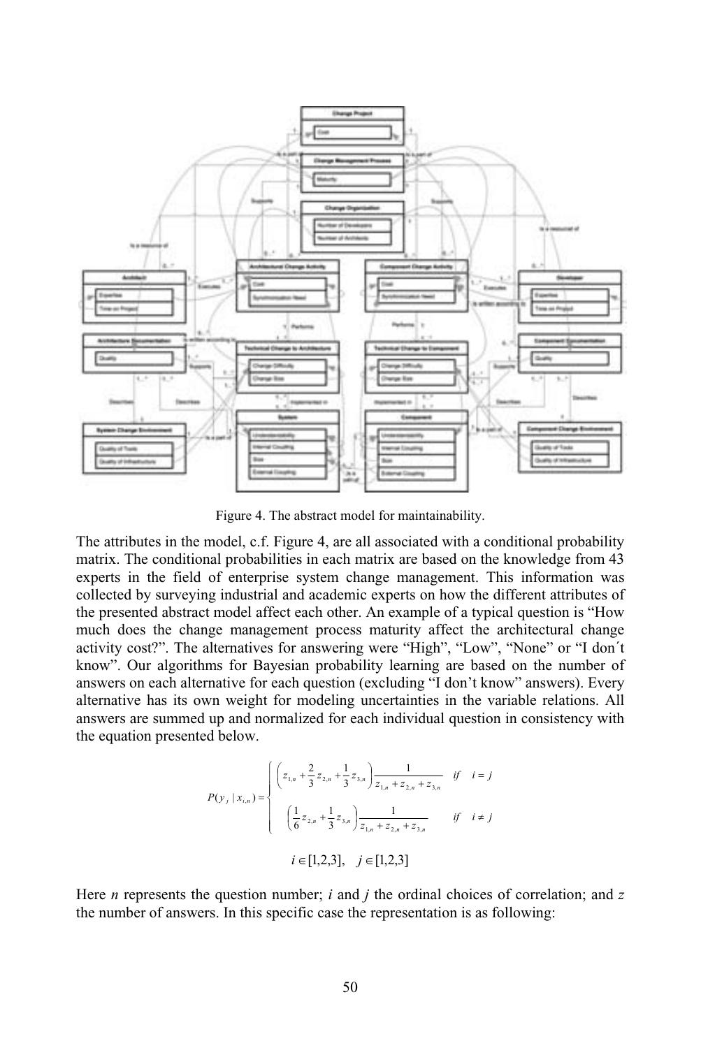Figure 4. The abstract model for maintainability.

The attributes in the model, c.f. Figure 4, are all associated with a conditional probability matrix. The conditional probabilities in each matrix are based on the knowledge from 43 experts in the field of enterprise system change management. This information was collected by surveying industrial and academic experts on how the different attributes of the presented abstract model affect each other. An example of a typical question is "How much does the change management process maturity affect the architectural change activity cost?". The alternatives for answering were "High", "Low", "None" or "I don´t know". Our algorithms for Bayesian probability learning are based on the number of answers on each alternative for each question (excluding "I don't know" answers). Every alternative has its own weight for modeling uncertainties in the variable relations. All answers are summed up and normalized for each individual question in consistency with the equation presented below.

$$
P(y_j \mid x_{i,n}) = \begin{cases} \left( z_{1,n} + \frac{2}{3} z_{2,n} + \frac{1}{3} z_{3,n} \right) \frac{1}{z_{1,n} + z_{2,n} + z_{3,n}} & if \quad i = j \\ \left( \frac{1}{6} z_{2,n} + \frac{1}{3} z_{3,n} \right) \frac{1}{z_{1,n} + z_{2,n} + z_{3,n}} & if \quad i \neq j \end{cases}
$$

$$
i \in [1,2,3], \quad j \in [1,2,3]
$$

Here $n$ represents the question number; $i$ and $j$ the ordinal choices of correlation; and $z$ the number of answers. In this specific case the representation is as following: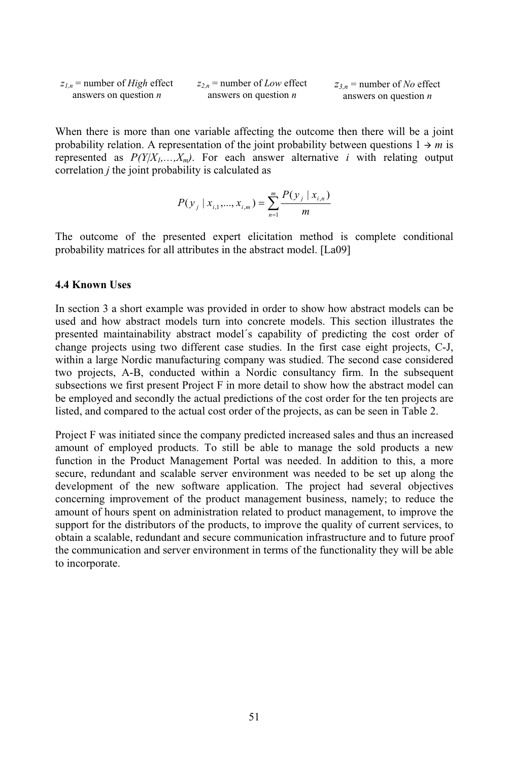$z_{1,n}$ = number of *High* effect answers on question $n$

$z_{2,n}$ = number of *Low* effect answers on question $n$

$z_{3,n}$ = number of *No* effect answers on question $n$

When there is more than one variable affecting the outcome then there will be a joint probability relation. A representation of the joint probability between questions 1 → $m$ is represented as $P(Y|X_1,\dots,X_m)$. For each answer alternative $i$ with relating output correlation $j$ the joint probability is calculated as

$$P(y_j \mid x_{i,1},\dots,x_{i,m}) = \sum_{n=1}^{m} \frac{P(y_j \mid x_{i,n})}{m}$$

The outcome of the presented expert elicitation method is complete conditional probability matrices for all attributes in the abstract model. [La09]

### 4.4 Known Uses

In section 3 a short example was provided in order to show how abstract models can be used and how abstract models turn into concrete models. This section illustrates the presented maintainability abstract model´s capability of predicting the cost order of change projects using two different case studies. In the first case eight projects, C-J, within a large Nordic manufacturing company was studied. The second case considered two projects, A-B, conducted within a Nordic consultancy firm. In the subsequent subsections we first present Project F in more detail to show how the abstract model can be employed and secondly the actual predictions of the cost order for the ten projects are listed, and compared to the actual cost order of the projects, as can be seen in Table 2.

Project F was initiated since the company predicted increased sales and thus an increased amount of employed products. To still be able to manage the sold products a new function in the Product Management Portal was needed. In addition to this, a more secure, redundant and scalable server environment was needed to be set up along the development of the new software application. The project had several objectives concerning improvement of the product management business, namely; to reduce the amount of hours spent on administration related to product management, to improve the support for the distributors of the products, to improve the quality of current services, to obtain a scalable, redundant and secure communication infrastructure and to future proof the communication and server environment in terms of the functionality they will be able to incorporate.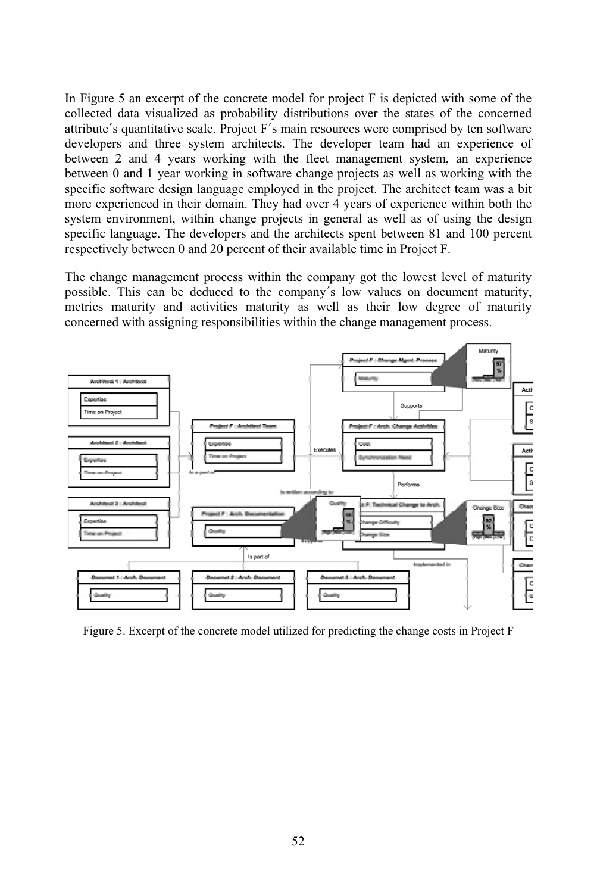In Figure 5 an excerpt of the concrete model for project F is depicted with some of the collected data visualized as probability distributions over the states of the concerned attribute´s quantitative scale. Project F´s main resources were comprised by ten software developers and three system architects. The developer team had an experience of between 2 and 4 years working with the fleet management system, an experience between 0 and 1 year working in software change projects as well as working with the specific software design language employed in the project. The architect team was a bit more experienced in their domain. They had over 4 years of experience within both the system environment, within change projects in general as well as of using the design specific language. The developers and the architects spent between 81 and 100 percent respectively between 0 and 20 percent of their available time in Project F.

The change management process within the company got the lowest level of maturity possible. This can be deduced to the company´s low values on document maturity, metrics maturity and activities maturity as well as their low degree of maturity concerned with assigning responsibilities within the change management process.

Figure 5. Excerpt of the concrete model utilized for predicting the change costs in Project F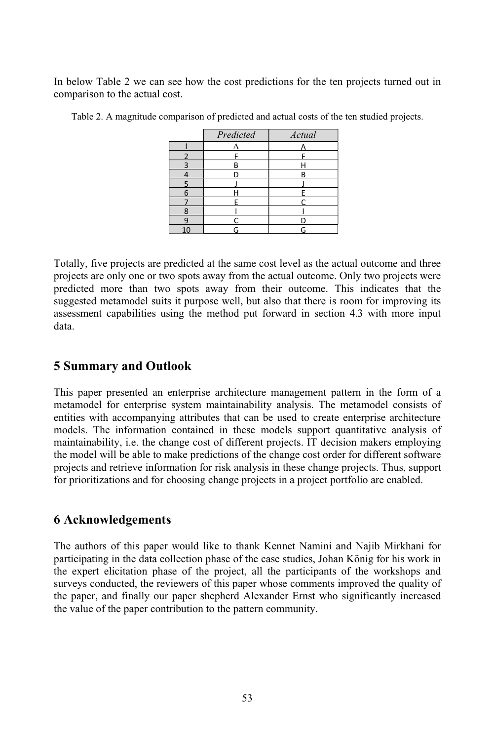In below Table 2 we can see how the cost predictions for the ten projects turned out in comparison to the actual cost.

Table 2. A magnitude comparison of predicted and actual costs of the ten studied projects.

| | *Predicted* | *Actual* |
|---|---|---|
| 1 | A | A |
| 2 | F | F |
| 3 | B | H |
| 4 | D | B |
| 5 | J | J |
| 6 | H | E |
| 7 | E | C |
| 8 | I | I |
| 9 | C | D |
| 10 | G | G |

Totally, five projects are predicted at the same cost level as the actual outcome and three projects are only one or two spots away from the actual outcome. Only two projects were predicted more than two spots away from their outcome. This indicates that the suggested metamodel suits it purpose well, but also that there is room for improving its assessment capabilities using the method put forward in section 4.3 with more input data.

## 5 Summary and Outlook

This paper presented an enterprise architecture management pattern in the form of a metamodel for enterprise system maintainability analysis. The metamodel consists of entities with accompanying attributes that can be used to create enterprise architecture models. The information contained in these models support quantitative analysis of maintainability, i.e. the change cost of different projects. IT decision makers employing the model will be able to make predictions of the change cost order for different software projects and retrieve information for risk analysis in these change projects. Thus, support for prioritizations and for choosing change projects in a project portfolio are enabled.

## 6 Acknowledgements

The authors of this paper would like to thank Kennet Namini and Najib Mirkhani for participating in the data collection phase of the case studies, Johan König for his work in the expert elicitation phase of the project, all the participants of the workshops and surveys conducted, the reviewers of this paper whose comments improved the quality of the paper, and finally our paper shepherd Alexander Ernst who significantly increased the value of the paper contribution to the pattern community.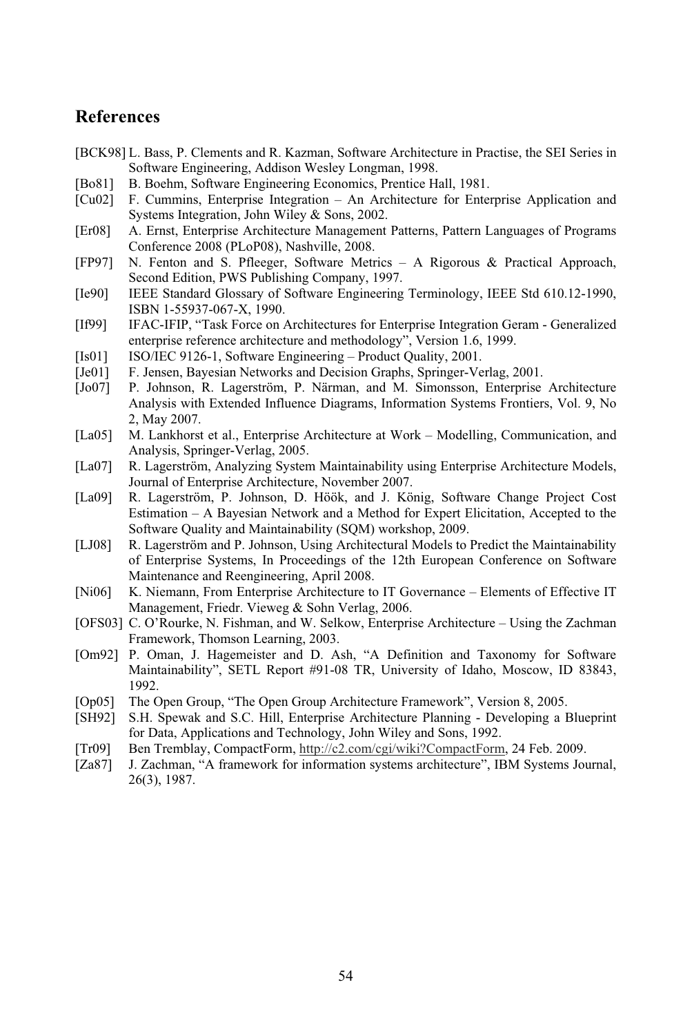## References

[BCK98] L. Bass, P. Clements and R. Kazman, Software Architecture in Practise, the SEI Series in Software Engineering, Addison Wesley Longman, 1998.

[Bo81] B. Boehm, Software Engineering Economics, Prentice Hall, 1981.

[Cu02] F. Cummins, Enterprise Integration – An Architecture for Enterprise Application and Systems Integration, John Wiley & Sons, 2002.

[Er08] A. Ernst, Enterprise Architecture Management Patterns, Pattern Languages of Programs Conference 2008 (PLoP08), Nashville, 2008.

[FP97] N. Fenton and S. Pfleeger, Software Metrics – A Rigorous & Practical Approach, Second Edition, PWS Publishing Company, 1997.

[Ie90] IEEE Standard Glossary of Software Engineering Terminology, IEEE Std 610.12-1990, ISBN 1-55937-067-X, 1990.

[If99] IFAC-IFIP, "Task Force on Architectures for Enterprise Integration Geram - Generalized enterprise reference architecture and methodology", Version 1.6, 1999.

[Is01] ISO/IEC 9126-1, Software Engineering – Product Quality, 2001.

[Je01] F. Jensen, Bayesian Networks and Decision Graphs, Springer-Verlag, 2001.

[Jo07] P. Johnson, R. Lagerström, P. Närman, and M. Simonsson, Enterprise Architecture Analysis with Extended Influence Diagrams, Information Systems Frontiers, Vol. 9, No 2, May 2007.

[La05] M. Lankhorst et al., Enterprise Architecture at Work – Modelling, Communication, and Analysis, Springer-Verlag, 2005.

[La07] R. Lagerström, Analyzing System Maintainability using Enterprise Architecture Models, Journal of Enterprise Architecture, November 2007.

[La09] R. Lagerström, P. Johnson, D. Höök, and J. König, Software Change Project Cost Estimation – A Bayesian Network and a Method for Expert Elicitation, Accepted to the Software Quality and Maintainability (SQM) workshop, 2009.

[LJ08] R. Lagerström and P. Johnson, Using Architectural Models to Predict the Maintainability of Enterprise Systems, In Proceedings of the 12th European Conference on Software Maintenance and Reengineering, April 2008.

[Ni06] K. Niemann, From Enterprise Architecture to IT Governance – Elements of Effective IT Management, Friedr. Vieweg & Sohn Verlag, 2006.

[OFS03] C. O'Rourke, N. Fishman, and W. Selkow, Enterprise Architecture – Using the Zachman Framework, Thomson Learning, 2003.

[Om92] P. Oman, J. Hagemeister and D. Ash, "A Definition and Taxonomy for Software Maintainability", SETL Report #91-08 TR, University of Idaho, Moscow, ID 83843, 1992.

[Op05] The Open Group, "The Open Group Architecture Framework", Version 8, 2005.

[SH92] S.H. Spewak and S.C. Hill, Enterprise Architecture Planning - Developing a Blueprint for Data, Applications and Technology, John Wiley and Sons, 1992.

[Tr09] Ben Tremblay, CompactForm, http://c2.com/cgi/wiki?CompactForm, 24 Feb. 2009.

[Za87] J. Zachman, "A framework for information systems architecture", IBM Systems Journal, 26(3), 1987.